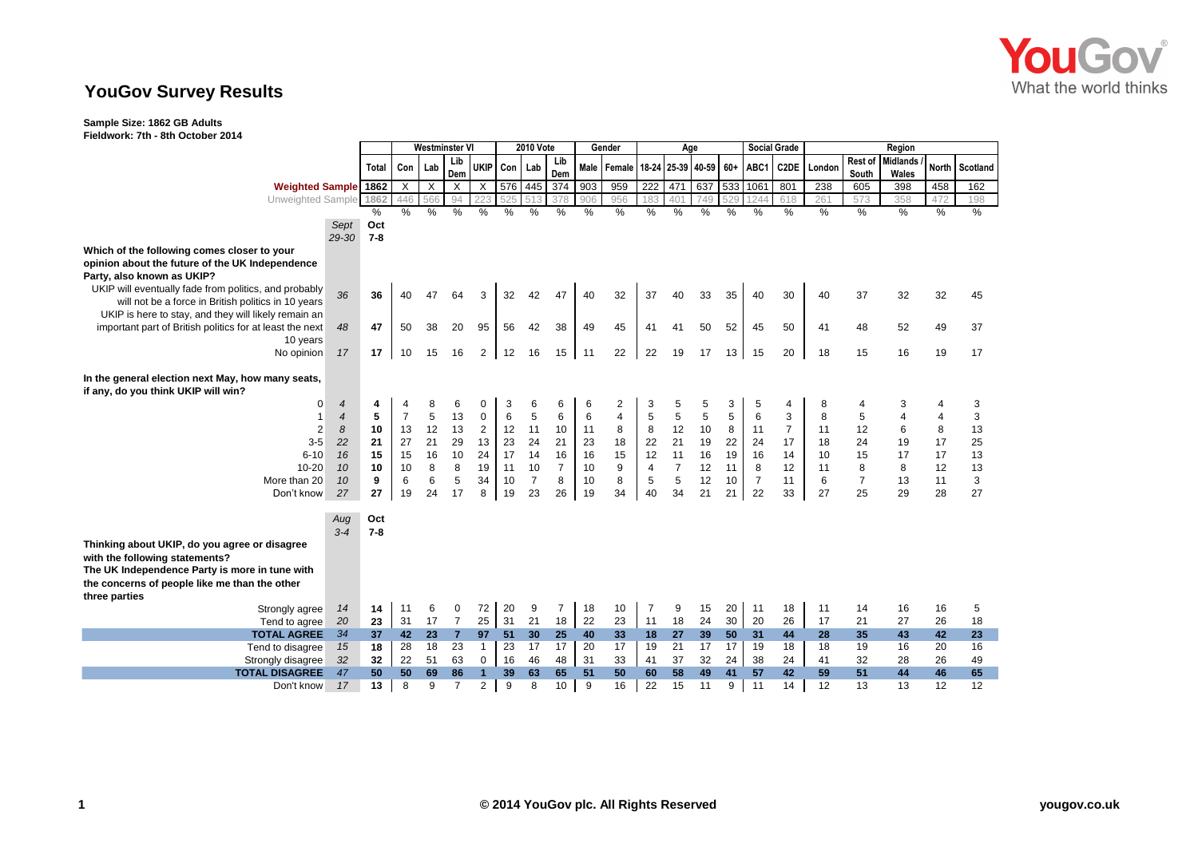# YouGov Survey Results

**Sample Size: 1862 GB Adults**
**Fieldwork: 7th - 8th October 2014**

| | | | Westminster VI | | | | 2010 Vote | | | Gender | | Age | | | | Social Grade | | Region | | | | |
|---|---|---|---|---|---|---|---|---|---|---|---|---|---|---|---|---|---|---|---|---|---|---|
| | | Total | Con | Lab | Lib Dem | UKIP | Con | Lab | Lib Dem | Male | Female | 18-24 | 25-39 | 40-59 | 60+ | ABC1 | C2DE | London | Rest of South | Midlands / Wales | North | Scotland |
| **Weighted Sample** | | 1862 | X | X | X | X | 576 | 445 | 374 | 903 | 959 | 222 | 471 | 637 | 533 | 1061 | 801 | 238 | 605 | 398 | 458 | 162 |
| Unweighted Sample | | 1862 | 446 | 566 | 94 | 223 | 525 | 513 | 378 | 906 | 956 | 183 | 401 | 749 | 529 | 1244 | 618 | 261 | 573 | 358 | 472 | 198 |
| | | % | % | % | % | % | % | % | % | % | % | % | % | % | % | % | % | % | % | % | % | % |
| | *Sept 29-30* | Oct 7-8 | | | | | | | | | | | | | | | | | | | | |
| **Which of the following comes closer to your opinion about the future of the UK Independence Party, also known as UKIP?** | | | | | | | | | | | | | | | | | | | | | | |
| UKIP will eventually fade from politics, and probably will not be a force in British politics in 10 years | *36* | **36** | 40 | 47 | 64 | 3 | 32 | 42 | 47 | 40 | 32 | 37 | 40 | 33 | 35 | 40 | 30 | 40 | 37 | 32 | 32 | 45 |
| UKIP is here to stay, and they will likely remain an important part of British politics for at least the next 10 years | *48* | **47** | 50 | 38 | 20 | 95 | 56 | 42 | 38 | 49 | 45 | 41 | 41 | 50 | 52 | 45 | 50 | 41 | 48 | 52 | 49 | 37 |
| No opinion | *17* | **17** | 10 | 15 | 16 | 2 | 12 | 16 | 15 | 11 | 22 | 22 | 19 | 17 | 13 | 15 | 20 | 18 | 15 | 16 | 19 | 17 |
| **In the general election next May, how many seats, if any, do you think UKIP will win?** | | | | | | | | | | | | | | | | | | | | | | |
| 0 | *4* | **4** | 4 | 8 | 6 | 0 | 3 | 6 | 6 | 6 | 2 | 3 | 5 | 5 | 3 | 5 | 4 | 8 | 4 | 3 | 4 | 3 |
| 1 | *4* | **5** | 7 | 5 | 13 | 0 | 6 | 5 | 6 | 6 | 4 | 5 | 5 | 5 | 5 | 6 | 3 | 8 | 5 | 4 | 4 | 3 |
| 2 | *8* | **10** | 13 | 12 | 13 | 2 | 12 | 11 | 10 | 11 | 8 | 8 | 12 | 10 | 8 | 11 | 7 | 11 | 12 | 6 | 8 | 13 |
| 3-5 | *22* | **21** | 27 | 21 | 29 | 13 | 23 | 24 | 21 | 23 | 18 | 22 | 21 | 19 | 22 | 24 | 17 | 18 | 24 | 19 | 17 | 25 |
| 6-10 | *16* | **15** | 15 | 16 | 10 | 24 | 17 | 14 | 16 | 16 | 15 | 12 | 11 | 16 | 19 | 16 | 14 | 10 | 15 | 17 | 17 | 13 |
| 10-20 | *10* | **10** | 10 | 8 | 8 | 19 | 11 | 10 | 7 | 10 | 9 | 4 | 7 | 12 | 11 | 8 | 12 | 11 | 8 | 8 | 12 | 13 |
| More than 20 | *10* | **9** | 6 | 6 | 5 | 34 | 10 | 7 | 8 | 10 | 8 | 5 | 5 | 12 | 10 | 7 | 11 | 6 | 7 | 13 | 11 | 3 |
| Don't know | *27* | **27** | 19 | 24 | 17 | 8 | 19 | 23 | 26 | 19 | 34 | 40 | 34 | 21 | 21 | 22 | 33 | 27 | 25 | 29 | 28 | 27 |
| | *Aug 3-4* | Oct 7-8 | | | | | | | | | | | | | | | | | | | | |
| **Thinking about UKIP, do you agree or disagree with the following statements? The UK Independence Party is more in tune with the concerns of people like me than the other three parties** | | | | | | | | | | | | | | | | | | | | | | |
| Strongly agree | *14* | **14** | 11 | 6 | 0 | 72 | 20 | 9 | 7 | 18 | 10 | 7 | 9 | 15 | 20 | 11 | 18 | 11 | 14 | 16 | 16 | 5 |
| Tend to agree | *20* | **23** | 31 | 17 | 7 | 25 | 31 | 21 | 18 | 22 | 23 | 11 | 18 | 24 | 30 | 20 | 26 | 17 | 21 | 27 | 26 | 18 |
| **TOTAL AGREE** | *34* | **37** | **42** | **23** | **7** | **97** | **51** | **30** | **25** | **40** | **33** | **18** | **27** | **39** | **50** | **31** | **44** | **28** | **35** | **43** | **42** | **23** |
| Tend to disagree | *15* | **18** | 28 | 18 | 23 | 1 | 23 | 17 | 17 | 20 | 17 | 19 | 21 | 17 | 17 | 19 | 18 | 18 | 19 | 16 | 20 | 16 |
| Strongly disagree | *32* | **32** | 22 | 51 | 63 | 0 | 16 | 46 | 48 | 31 | 33 | 41 | 37 | 32 | 24 | 38 | 24 | 41 | 32 | 28 | 26 | 49 |
| **TOTAL DISAGREE** | *47* | **50** | **50** | **69** | **86** | **1** | **39** | **63** | **65** | **51** | **50** | **60** | **58** | **49** | **41** | **57** | **42** | **59** | **51** | **44** | **46** | **65** |
| Don't know | *17* | **13** | 8 | 9 | 7 | 2 | 9 | 8 | 10 | 9 | 16 | 22 | 15 | 11 | 9 | 11 | 14 | 12 | 13 | 13 | 12 | 12 |

© 2014 YouGov plc. All Rights Reserved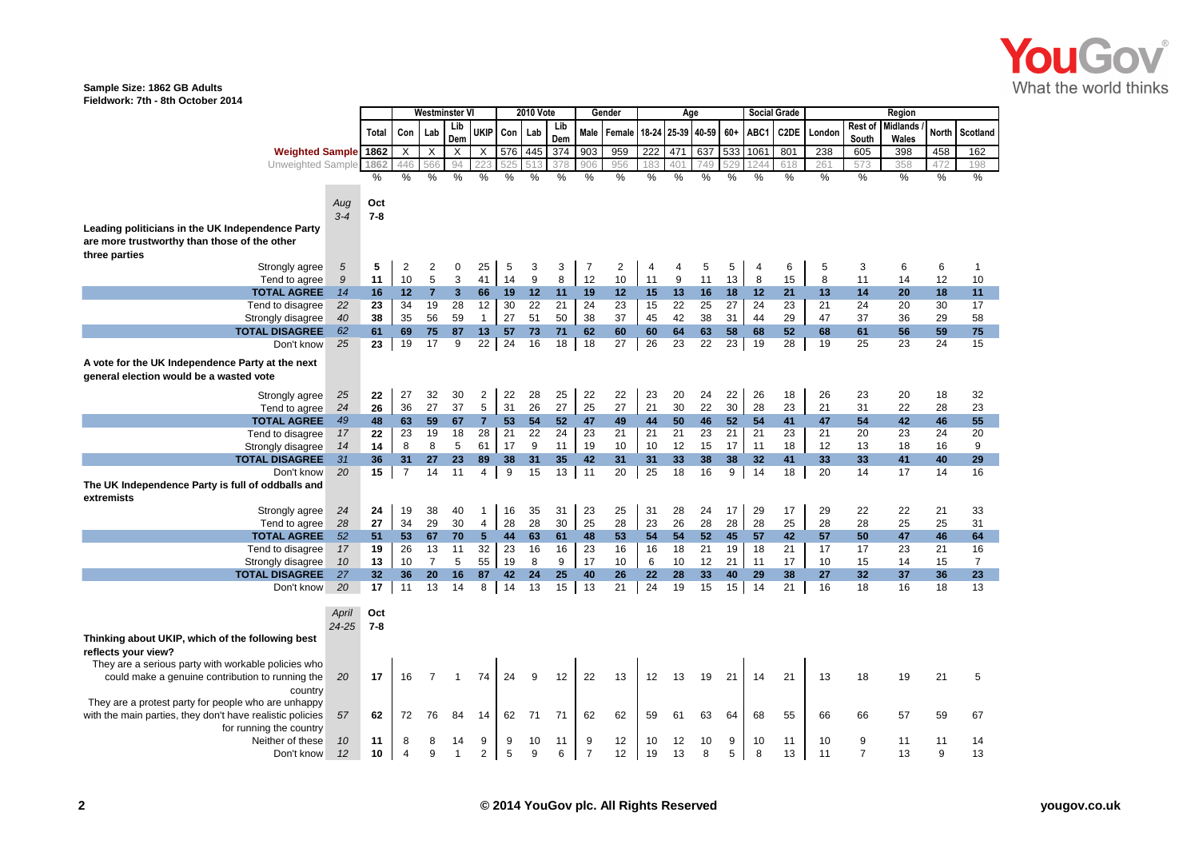Sample Size: 1862 GB Adults
Fieldwork: 7th - 8th October 2014

| | Aug 3-4 | Oct 7-8 | Con | Lab | Lib Dem | UKIP | Con | Lab | Lib Dem | Male | Female | 18-24 | 25-39 | 40-59 | 60+ | ABC1 | C2DE | London | Rest of South | Midlands / Wales | North | Scotland |
|---|---|---|---|---|---|---|---|---|---|---|---|---|---|---|---|---|---|---|---|---|---|---|
| | | Total | Westminster VI | | | | 2010 Vote | | | Gender | | Age | | | | Social Grade | | Region | | | | |
| Weighted Sample | | 1862 | X | X | X | X | 576 | 445 | 374 | 903 | 959 | 222 | 471 | 637 | 533 | 1061 | 801 | 238 | 605 | 398 | 458 | 162 |
| Unweighted Sample | | 1862 | 446 | 566 | 94 | 223 | 525 | 513 | 378 | 906 | 956 | 183 | 401 | 749 | 529 | 1244 | 618 | 261 | 573 | 358 | 472 | 198 |
| | | % | % | % | % | % | % | % | % | % | % | % | % | % | % | % | % | % | % | % | % | % |
| **Leading politicians in the UK Independence Party are more trustworthy than those of the other three parties** | | | | | | | | | | | | | | | | | | | | | | |
| Strongly agree | 5 | 5 | 2 | 2 | 0 | 25 | 5 | 3 | 3 | 7 | 2 | 4 | 4 | 5 | 5 | 4 | 6 | 5 | 3 | 6 | 6 | 1 |
| Tend to agree | 9 | 11 | 10 | 5 | 3 | 41 | 14 | 9 | 8 | 12 | 10 | 11 | 9 | 11 | 13 | 8 | 15 | 8 | 11 | 14 | 12 | 10 |
| **TOTAL AGREE** | 14 | **16** | **12** | **7** | **3** | **66** | **19** | **12** | **11** | **19** | **12** | **15** | **13** | **16** | **18** | **12** | **21** | **13** | **14** | **20** | **18** | **11** |
| Tend to disagree | 22 | 23 | 34 | 19 | 28 | 12 | 30 | 22 | 21 | 24 | 23 | 15 | 22 | 25 | 27 | 24 | 23 | 21 | 24 | 20 | 30 | 17 |
| Strongly disagree | 40 | 38 | 35 | 56 | 59 | 1 | 27 | 51 | 50 | 38 | 37 | 45 | 42 | 38 | 31 | 44 | 29 | 47 | 37 | 36 | 29 | 58 |
| **TOTAL DISAGREE** | 62 | **61** | **69** | **75** | **87** | **13** | **57** | **73** | **71** | **62** | **60** | **60** | **64** | **63** | **58** | **68** | **52** | **68** | **61** | **56** | **59** | **75** |
| Don't know | 25 | 23 | 19 | 17 | 9 | 22 | 24 | 16 | 18 | 18 | 27 | 26 | 23 | 22 | 23 | 19 | 28 | 19 | 25 | 23 | 24 | 15 |
| **A vote for the UK Independence Party at the next general election would be a wasted vote** | | | | | | | | | | | | | | | | | | | | | | |
| Strongly agree | 25 | 22 | 27 | 32 | 30 | 2 | 22 | 28 | 25 | 22 | 22 | 23 | 20 | 24 | 22 | 26 | 18 | 26 | 23 | 20 | 18 | 32 |
| Tend to agree | 24 | 26 | 36 | 27 | 37 | 5 | 31 | 26 | 27 | 25 | 27 | 21 | 30 | 22 | 30 | 28 | 23 | 21 | 31 | 22 | 28 | 23 |
| **TOTAL AGREE** | 49 | **48** | **63** | **59** | **67** | **7** | **53** | **54** | **52** | **47** | **49** | **44** | **50** | **46** | **52** | **54** | **41** | **47** | **54** | **42** | **46** | **55** |
| Tend to disagree | 17 | 22 | 23 | 19 | 18 | 28 | 21 | 22 | 24 | 23 | 21 | 21 | 21 | 23 | 21 | 21 | 23 | 21 | 20 | 23 | 24 | 20 |
| Strongly disagree | 14 | 14 | 8 | 8 | 5 | 61 | 17 | 9 | 11 | 19 | 10 | 10 | 12 | 15 | 17 | 11 | 18 | 12 | 13 | 18 | 16 | 9 |
| **TOTAL DISAGREE** | 31 | **36** | **31** | **27** | **23** | **89** | **38** | **31** | **35** | **42** | **31** | **31** | **33** | **38** | **38** | **32** | **41** | **33** | **33** | **41** | **40** | **29** |
| Don't know | 20 | 15 | 7 | 14 | 11 | 4 | 9 | 15 | 13 | 11 | 20 | 25 | 18 | 16 | 9 | 14 | 18 | 20 | 14 | 17 | 14 | 16 |
| **The UK Independence Party is full of oddballs and extremists** | | | | | | | | | | | | | | | | | | | | | | |
| Strongly agree | 24 | 24 | 19 | 38 | 40 | 1 | 16 | 35 | 31 | 23 | 25 | 31 | 28 | 24 | 17 | 29 | 17 | 29 | 22 | 22 | 21 | 33 |
| Tend to agree | 28 | 27 | 34 | 29 | 30 | 4 | 28 | 28 | 30 | 25 | 28 | 23 | 26 | 28 | 28 | 28 | 25 | 28 | 28 | 25 | 25 | 31 |
| **TOTAL AGREE** | 52 | **51** | **53** | **67** | **70** | **5** | **44** | **63** | **61** | **48** | **53** | **54** | **54** | **52** | **45** | **57** | **42** | **57** | **50** | **47** | **46** | **64** |
| Tend to disagree | 17 | 19 | 26 | 13 | 11 | 32 | 23 | 16 | 16 | 23 | 16 | 16 | 18 | 21 | 19 | 18 | 21 | 17 | 17 | 23 | 21 | 16 |
| Strongly disagree | 10 | 13 | 10 | 7 | 5 | 55 | 19 | 8 | 9 | 17 | 10 | 6 | 10 | 12 | 21 | 11 | 17 | 10 | 15 | 14 | 15 | 7 |
| **TOTAL DISAGREE** | 27 | **32** | **36** | **20** | **16** | **87** | **42** | **24** | **25** | **40** | **26** | **22** | **28** | **33** | **40** | **29** | **38** | **27** | **32** | **37** | **36** | **23** |
| Don't know | 20 | 17 | 11 | 13 | 14 | 8 | 14 | 13 | 15 | 13 | 21 | 24 | 19 | 15 | 15 | 14 | 21 | 16 | 18 | 16 | 18 | 13 |

| | April 24-25 | Oct 7-8 | Con | Lab | Lib Dem | UKIP | Con | Lab | Lib Dem | Male | Female | 18-24 | 25-39 | 40-59 | 60+ | ABC1 | C2DE | London | Rest of South | Midlands / Wales | North | Scotland |
|---|---|---|---|---|---|---|---|---|---|---|---|---|---|---|---|---|---|---|---|---|---|---|
| **Thinking about UKIP, which of the following best reflects your view?** | | | | | | | | | | | | | | | | | | | | | | |
| They are a serious party with workable policies who could make a genuine contribution to running the country | 20 | 17 | 16 | 7 | 1 | 74 | 24 | 9 | 12 | 22 | 13 | 12 | 13 | 19 | 21 | 14 | 21 | 13 | 18 | 19 | 21 | 5 |
| They are a protest party for people who are unhappy with the main parties, they don't have realistic policies for running the country | 57 | 62 | 72 | 76 | 84 | 14 | 62 | 71 | 71 | 62 | 62 | 59 | 61 | 63 | 64 | 68 | 55 | 66 | 66 | 57 | 59 | 67 |
| Neither of these | 10 | 11 | 8 | 8 | 14 | 9 | 9 | 10 | 11 | 9 | 12 | 10 | 12 | 10 | 9 | 10 | 11 | 10 | 9 | 11 | 11 | 14 |
| Don't know | 12 | 10 | 4 | 9 | 1 | 2 | 5 | 9 | 6 | 7 | 12 | 19 | 13 | 8 | 5 | 8 | 13 | 11 | 7 | 13 | 9 | 13 |

© 2014 YouGov plc. All Rights Reserved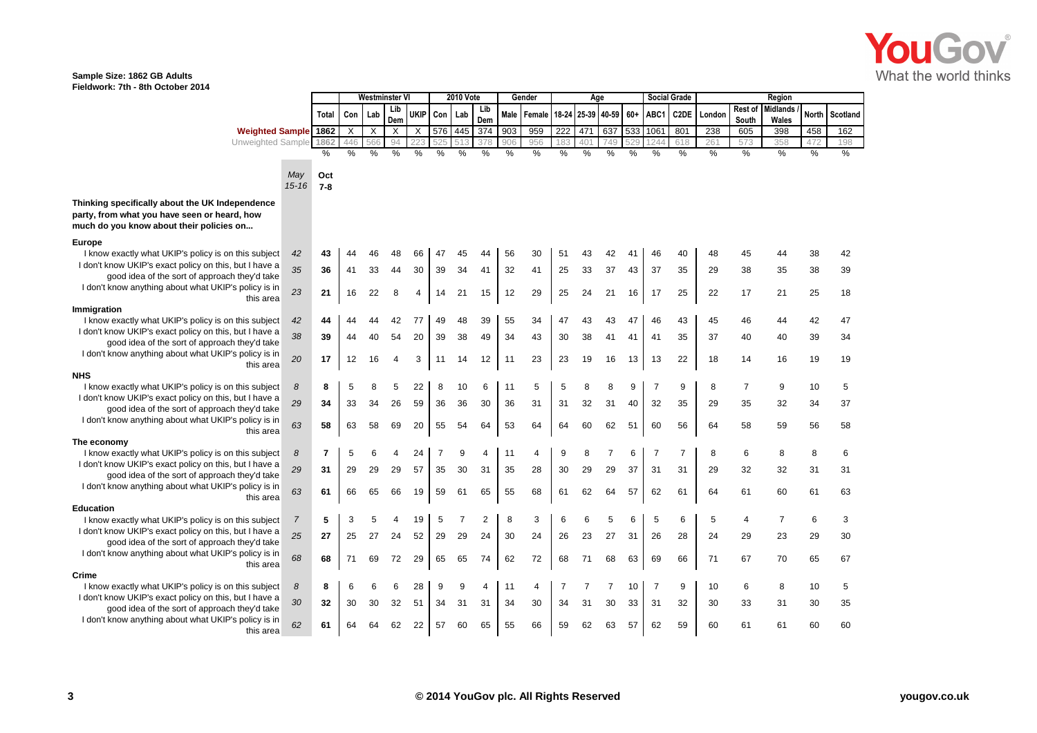**Sample Size: 1862 GB Adults**
**Fieldwork: 7th - 8th October 2014**

| | May 15-16 | Oct 7-8 | Westminster VI | | | | 2010 Vote | | | Gender | | Age | | | | Social Grade | | Region | | | | |
|---|---|---|---|---|---|---|---|---|---|---|---|---|---|---|---|---|---|---|---|---|---|---|
| | | Total | Con | Lab | Lib Dem | UKIP | Con | Lab | Lib Dem | Male | Female | 18-24 | 25-39 | 40-59 | 60+ | ABC1 | C2DE | London | Rest of South | Midlands / Wales | North | Scotland |
| Weighted Sample | | 1862 | X | X | X | X | 576 | 445 | 374 | 903 | 959 | 222 | 471 | 637 | 533 | 1061 | 801 | 238 | 605 | 398 | 458 | 162 |
| Unweighted Sample | | 1862 | 446 | 566 | 94 | 223 | 525 | 513 | 378 | 906 | 956 | 183 | 401 | 749 | 529 | 1244 | 618 | 261 | 573 | 358 | 472 | 198 |
| | | % | % | % | % | % | % | % | % | % | % | % | % | % | % | % | % | % | % | % | % | % |
| **Thinking specifically about the UK Independence party, from what you have seen or heard, how much do you know about their policies on...** | | | | | | | | | | | | | | | | | | | | | | |
| **Europe** | | | | | | | | | | | | | | | | | | | | | | |
| I know exactly what UKIP's policy is on this subject | 42 | 43 | 44 | 46 | 48 | 66 | 47 | 45 | 44 | 56 | 30 | 51 | 43 | 42 | 41 | 46 | 40 | 48 | 45 | 44 | 38 | 42 |
| I don't know UKIP's exact policy on this, but I have a good idea of the sort of approach they'd take | 35 | 36 | 41 | 33 | 44 | 30 | 39 | 34 | 41 | 32 | 41 | 25 | 33 | 37 | 43 | 37 | 35 | 29 | 38 | 35 | 38 | 39 |
| I don't know anything about what UKIP's policy is in this area | 23 | 21 | 16 | 22 | 8 | 4 | 14 | 21 | 15 | 12 | 29 | 25 | 24 | 21 | 16 | 17 | 25 | 22 | 17 | 21 | 25 | 18 |
| **Immigration** | | | | | | | | | | | | | | | | | | | | | | |
| I know exactly what UKIP's policy is on this subject | 42 | 44 | 44 | 44 | 42 | 77 | 49 | 48 | 39 | 55 | 34 | 47 | 43 | 43 | 47 | 46 | 43 | 45 | 46 | 44 | 42 | 47 |
| I don't know UKIP's exact policy on this, but I have a good idea of the sort of approach they'd take | 38 | 39 | 44 | 40 | 54 | 20 | 39 | 38 | 49 | 34 | 43 | 30 | 38 | 41 | 41 | 41 | 35 | 37 | 40 | 40 | 39 | 34 |
| I don't know anything about what UKIP's policy is in this area | 20 | 17 | 12 | 16 | 4 | 3 | 11 | 14 | 12 | 11 | 23 | 23 | 19 | 16 | 13 | 13 | 22 | 18 | 14 | 16 | 19 | 19 |
| **NHS** | | | | | | | | | | | | | | | | | | | | | | |
| I know exactly what UKIP's policy is on this subject | 8 | 8 | 5 | 8 | 5 | 22 | 8 | 10 | 6 | 11 | 5 | 5 | 8 | 8 | 9 | 7 | 9 | 8 | 7 | 9 | 10 | 5 |
| I don't know UKIP's exact policy on this, but I have a good idea of the sort of approach they'd take | 29 | 34 | 33 | 34 | 26 | 59 | 36 | 36 | 30 | 36 | 31 | 31 | 32 | 31 | 40 | 32 | 35 | 29 | 35 | 32 | 34 | 37 |
| I don't know anything about what UKIP's policy is in this area | 63 | 58 | 63 | 58 | 69 | 20 | 55 | 54 | 64 | 53 | 64 | 64 | 60 | 62 | 51 | 60 | 56 | 64 | 58 | 59 | 56 | 58 |
| **The economy** | | | | | | | | | | | | | | | | | | | | | | |
| I know exactly what UKIP's policy is on this subject | 8 | 7 | 5 | 6 | 4 | 24 | 7 | 9 | 4 | 11 | 4 | 9 | 8 | 7 | 6 | 7 | 7 | 8 | 6 | 8 | 8 | 6 |
| I don't know UKIP's exact policy on this, but I have a good idea of the sort of approach they'd take | 29 | 31 | 29 | 29 | 29 | 57 | 35 | 30 | 31 | 35 | 28 | 30 | 29 | 29 | 37 | 31 | 31 | 29 | 32 | 32 | 31 | 31 |
| I don't know anything about what UKIP's policy is in this area | 63 | 61 | 66 | 65 | 66 | 19 | 59 | 61 | 65 | 55 | 68 | 61 | 62 | 64 | 57 | 62 | 61 | 64 | 61 | 60 | 61 | 63 |
| **Education** | | | | | | | | | | | | | | | | | | | | | | |
| I know exactly what UKIP's policy is on this subject | 7 | 5 | 3 | 5 | 4 | 19 | 5 | 7 | 2 | 8 | 3 | 6 | 6 | 5 | 6 | 5 | 6 | 5 | 4 | 7 | 6 | 3 |
| I don't know UKIP's exact policy on this, but I have a good idea of the sort of approach they'd take | 25 | 27 | 25 | 27 | 24 | 52 | 29 | 29 | 24 | 30 | 24 | 26 | 23 | 27 | 31 | 26 | 28 | 24 | 29 | 23 | 29 | 30 |
| I don't know anything about what UKIP's policy is in this area | 68 | 68 | 71 | 69 | 72 | 29 | 65 | 65 | 74 | 62 | 72 | 68 | 71 | 68 | 63 | 69 | 66 | 71 | 67 | 70 | 65 | 67 |
| **Crime** | | | | | | | | | | | | | | | | | | | | | | |
| I know exactly what UKIP's policy is on this subject | 8 | 8 | 6 | 6 | 6 | 28 | 9 | 9 | 4 | 11 | 4 | 7 | 7 | 7 | 10 | 7 | 9 | 10 | 6 | 8 | 10 | 5 |
| I don't know UKIP's exact policy on this, but I have a good idea of the sort of approach they'd take | 30 | 32 | 30 | 30 | 32 | 51 | 34 | 31 | 31 | 34 | 30 | 34 | 31 | 30 | 33 | 31 | 32 | 30 | 33 | 31 | 30 | 35 |
| I don't know anything about what UKIP's policy is in this area | 62 | 61 | 64 | 64 | 62 | 22 | 57 | 60 | 65 | 55 | 66 | 59 | 62 | 63 | 57 | 62 | 59 | 60 | 61 | 61 | 60 | 60 |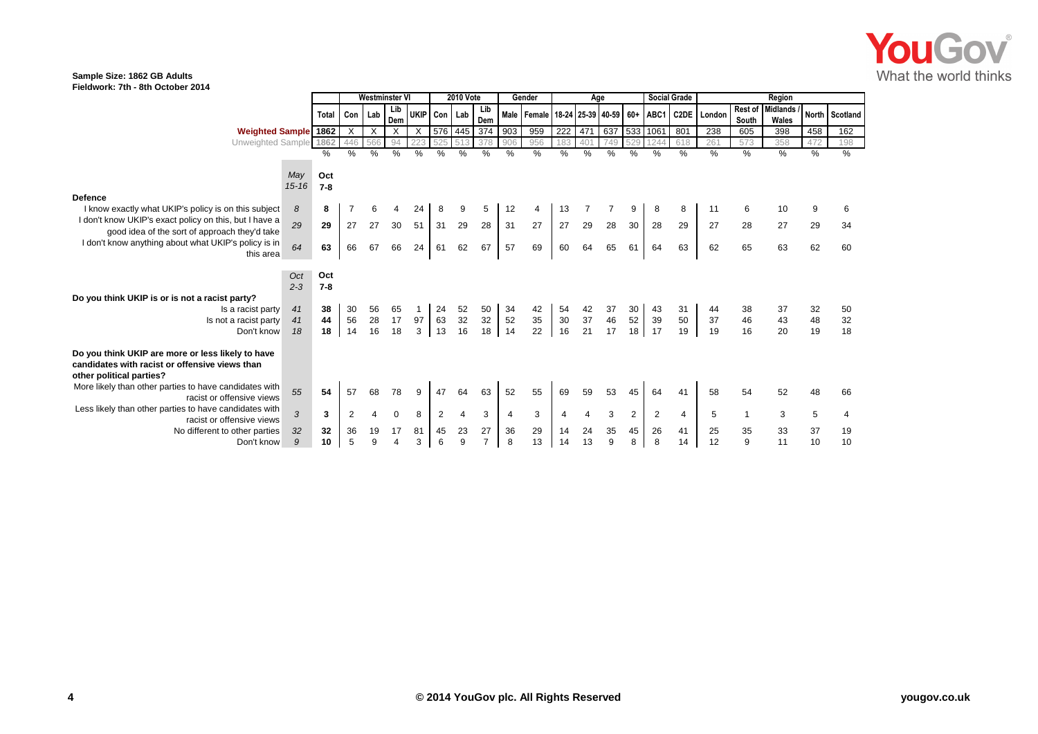**Sample Size: 1862 GB Adults**
**Fieldwork: 7th - 8th October 2014**

| | | Total | Westminster VI | | | | 2010 Vote | | | Gender | | Age | | | | Social Grade | | Region | | | | |
|---|---|---|---|---|---|---|---|---|---|---|---|---|---|---|---|---|---|---|---|---|---|---|
| | | | Con | Lab | Lib Dem | UKIP | Con | Lab | Lib Dem | Male | Female | 18-24 | 25-39 | 40-59 | 60+ | ABC1 | C2DE | London | Rest of South | Midlands / Wales | North | Scotland |
| **Weighted Sample** | | 1862 | X | X | X | X | 576 | 445 | 374 | 903 | 959 | 222 | 471 | 637 | 533 | 1061 | 801 | 238 | 605 | 398 | 458 | 162 |
| Unweighted Sample | | 1862 | 446 | 566 | 94 | 223 | 525 | 513 | 378 | 906 | 956 | 183 | 401 | 749 | 529 | 1244 | 618 | 261 | 573 | 358 | 472 | 198 |
| | | % | % | % | % | % | % | % | % | % | % | % | % | % | % | % | % | % | % | % | % | % |
| | *May 15-16* | **Oct 7-8** | | | | | | | | | | | | | | | | | | | | |
| **Defence** | | | | | | | | | | | | | | | | | | | | | | |
| I know exactly what UKIP's policy is on this subject | *8* | **8** | 7 | 6 | 4 | 24 | 8 | 9 | 5 | 12 | 4 | 13 | 7 | 7 | 9 | 8 | 8 | 11 | 6 | 10 | 9 | 6 |
| I don't know UKIP's exact policy on this, but I have a good idea of the sort of approach they'd take | *29* | **29** | 27 | 27 | 30 | 51 | 31 | 29 | 28 | 31 | 27 | 27 | 29 | 28 | 30 | 28 | 29 | 27 | 28 | 27 | 29 | 34 |
| I don't know anything about what UKIP's policy is in this area | *64* | **63** | 66 | 67 | 66 | 24 | 61 | 62 | 67 | 57 | 69 | 60 | 64 | 65 | 61 | 64 | 63 | 62 | 65 | 63 | 62 | 60 |
| | *Oct 2-3* | **Oct 7-8** | | | | | | | | | | | | | | | | | | | | |
| **Do you think UKIP is or is not a racist party?** | | | | | | | | | | | | | | | | | | | | | | |
| Is a racist party | *41* | **38** | 30 | 56 | 65 | 1 | 24 | 52 | 50 | 34 | 42 | 54 | 42 | 37 | 30 | 43 | 31 | 44 | 38 | 37 | 32 | 50 |
| Is not a racist party | *41* | **44** | 56 | 28 | 17 | 97 | 63 | 32 | 32 | 52 | 35 | 30 | 37 | 46 | 52 | 39 | 50 | 37 | 46 | 43 | 48 | 32 |
| Don't know | *18* | **18** | 14 | 16 | 18 | 3 | 13 | 16 | 18 | 14 | 22 | 16 | 21 | 17 | 18 | 17 | 19 | 19 | 16 | 20 | 19 | 18 |
| **Do you think UKIP are more or less likely to have candidates with racist or offensive views than other political parties?** | | | | | | | | | | | | | | | | | | | | | | |
| More likely than other parties to have candidates with racist or offensive views | *55* | **54** | 57 | 68 | 78 | 9 | 47 | 64 | 63 | 52 | 55 | 69 | 59 | 53 | 45 | 64 | 41 | 58 | 54 | 52 | 48 | 66 |
| Less likely than other parties to have candidates with racist or offensive views | *3* | **3** | 2 | 4 | 0 | 8 | 2 | 4 | 3 | 4 | 3 | 4 | 4 | 3 | 2 | 2 | 4 | 5 | 1 | 3 | 5 | 4 |
| No different to other parties | *32* | **32** | 36 | 19 | 17 | 81 | 45 | 23 | 27 | 36 | 29 | 14 | 24 | 35 | 45 | 26 | 41 | 25 | 35 | 33 | 37 | 19 |
| Don't know | *9* | **10** | 5 | 9 | 4 | 3 | 6 | 9 | 7 | 8 | 13 | 14 | 13 | 9 | 8 | 8 | 14 | 12 | 9 | 11 | 10 | 10 |

© 2014 YouGov plc. All Rights Reserved